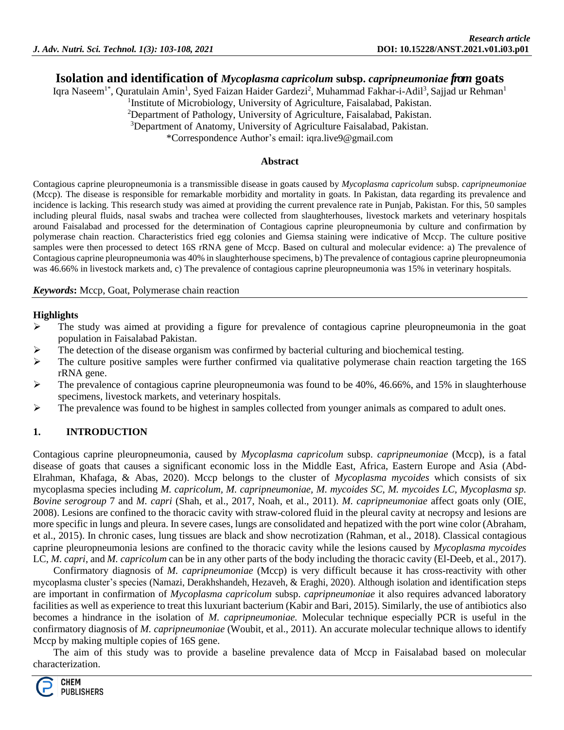*Research article*

# Isolation and identification of *Mycoplasma capricolum* subsp. *capripneumoniae from* goats

Iqra Naseem[1*], Quratulain Amin[1], Syed Faizan Haider Gardezi[2], Muhammad Fakhar-i-Adil[3], Sajjad ur Rehman[1]

[1]Institute of Microbiology, University of Agriculture, Faisalabad, Pakistan.

[2]Department of Pathology, University of Agriculture, Faisalabad, Pakistan.

[3]Department of Anatomy, University of Agriculture Faisalabad, Pakistan.

*Correspondence Author's email: iqra.live9@gmail.com

## Abstract

Contagious caprine pleuropneumonia is a transmissible disease in goats caused by *Mycoplasma capricolum* subsp. *capripneumoniae* (Mccp). The disease is responsible for remarkable morbidity and mortality in goats. In Pakistan, data regarding its prevalence and incidence is lacking. This research study was aimed at providing the current prevalence rate in Punjab, Pakistan. For this, 50 samples including pleural fluids, nasal swabs and trachea were collected from slaughterhouses, livestock markets and veterinary hospitals around Faisalabad and processed for the determination of Contagious caprine pleuropneumonia by culture and confirmation by polymerase chain reaction. Characteristics fried egg colonies and Giemsa staining were indicative of Mccp. The culture positive samples were then processed to detect 16S rRNA gene of Mccp. Based on cultural and molecular evidence: a) The prevalence of Contagious caprine pleuropneumonia was 40% in slaughterhouse specimens, b) The prevalence of contagious caprine pleuropneumonia was 46.66% in livestock markets and, c) The prevalence of contagious caprine pleuropneumonia was 15% in veterinary hospitals.

***Keywords*:** Mccp, Goat, Polymerase chain reaction

### Highlights

- The study was aimed at providing a figure for prevalence of contagious caprine pleuropneumonia in the goat population in Faisalabad Pakistan.
- The detection of the disease organism was confirmed by bacterial culturing and biochemical testing.
- The culture positive samples were further confirmed via qualitative polymerase chain reaction targeting the 16S rRNA gene.
- The prevalence of contagious caprine pleuropneumonia was found to be 40%, 46.66%, and 15% in slaughterhouse specimens, livestock markets, and veterinary hospitals.
- The prevalence was found to be highest in samples collected from younger animals as compared to adult ones.

## 1. INTRODUCTION

Contagious caprine pleuropneumonia, caused by *Mycoplasma capricolum* subsp. *capripneumoniae* (Mccp), is a fatal disease of goats that causes a significant economic loss in the Middle East, Africa, Eastern Europe and Asia (Abd-Elrahman, Khafaga, & Abas, 2020). Mccp belongs to the cluster of *Mycoplasma mycoides* which consists of six mycoplasma species including *M. capricolum, M. capripneumoniae, M. mycoides SC, M. mycoides LC, Mycoplasma sp. Bovine serogroup* 7 and *M. capri* (Shah, et al., 2017, Noah, et al., 2011). *M. capripneumoniae* affect goats only (OIE, 2008). Lesions are confined to the thoracic cavity with straw-colored fluid in the pleural cavity at necropsy and lesions are more specific in lungs and pleura. In severe cases, lungs are consolidated and hepatized with the port wine color (Abraham, et al., 2015). In chronic cases, lung tissues are black and show necrotization (Rahman, et al., 2018). Classical contagious caprine pleuropneumonia lesions are confined to the thoracic cavity while the lesions caused by *Mycoplasma mycoides* LC, *M. capri*, and *M. capricolum* can be in any other parts of the body including the thoracic cavity (El-Deeb, et al., 2017).

Confirmatory diagnosis of *M. capripneumoniae* (Mccp) is very difficult because it has cross-reactivity with other mycoplasma cluster's species (Namazi, Derakhshandeh, Hezaveh, & Eraghi, 2020). Although isolation and identification steps are important in confirmation of *Mycoplasma capricolum* subsp. *capripneumoniae* it also requires advanced laboratory facilities as well as experience to treat this luxuriant bacterium (Kabir and Bari, 2015). Similarly, the use of antibiotics also becomes a hindrance in the isolation of *M. capripneumoniae.* Molecular technique especially PCR is useful in the confirmatory diagnosis of *M. capripneumoniae* (Woubit, et al., 2011). An accurate molecular technique allows to identify Mccp by making multiple copies of 16S gene.

The aim of this study was to provide a baseline prevalence data of Mccp in Faisalabad based on molecular characterization.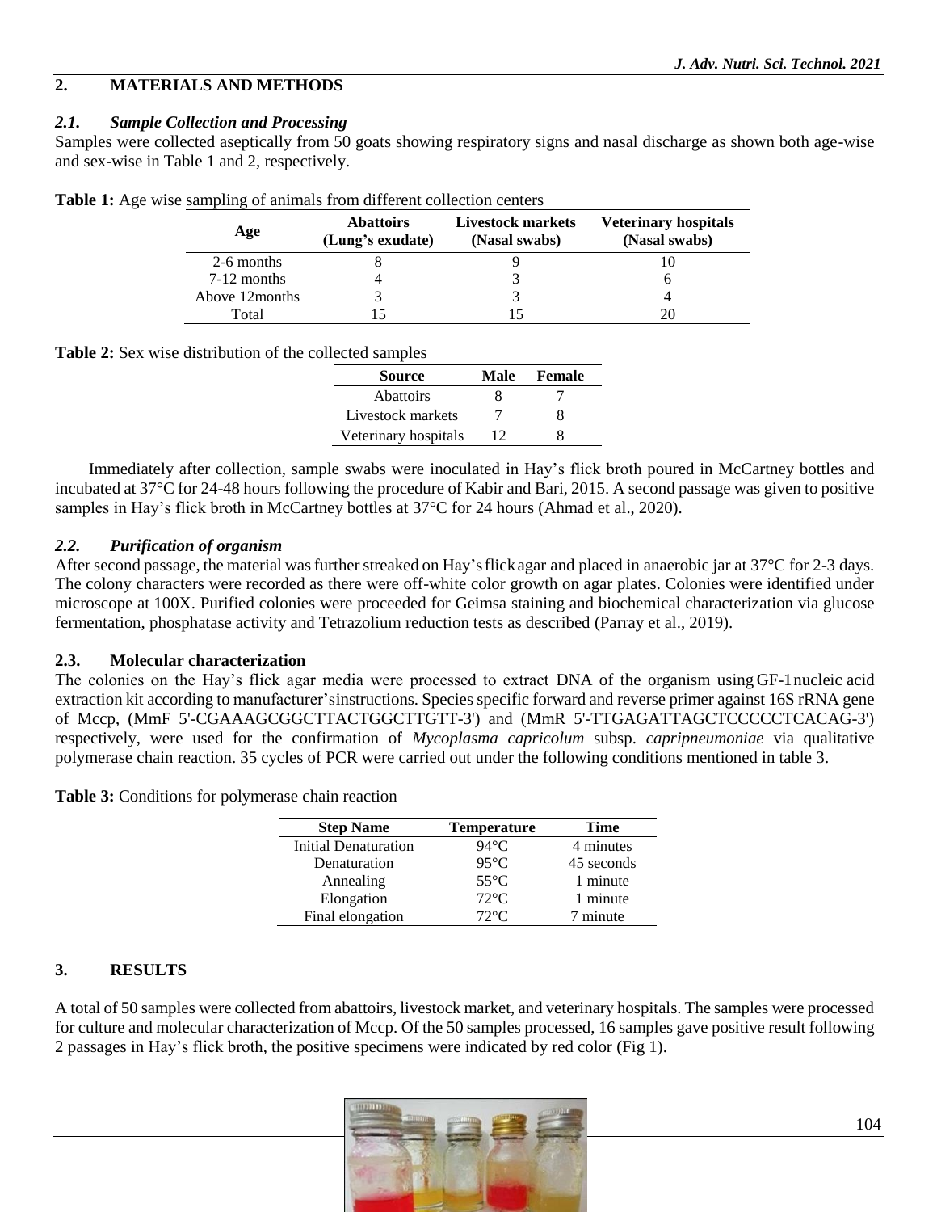## 2. MATERIALS AND METHODS

### *2.1. Sample Collection and Processing*

Samples were collected aseptically from 50 goats showing respiratory signs and nasal discharge as shown both age-wise and sex-wise in Table 1 and 2, respectively.

**Table 1:** Age wise sampling of animals from different collection centers

| Age | Abattoirs (Lung's exudate) | Livestock markets (Nasal swabs) | Veterinary hospitals (Nasal swabs) |
|---|---|---|---|
| 2-6 months | 8 | 9 | 10 |
| 7-12 months | 4 | 3 | 6 |
| Above 12months | 3 | 3 | 4 |
| Total | 15 | 15 | 20 |

**Table 2:** Sex wise distribution of the collected samples

| Source | Male | Female |
|---|---|---|
| Abattoirs | 8 | 7 |
| Livestock markets | 7 | 8 |
| Veterinary hospitals | 12 | 8 |

Immediately after collection, sample swabs were inoculated in Hay's flick broth poured in McCartney bottles and incubated at 37°C for 24-48 hours following the procedure of Kabir and Bari, 2015. A second passage was given to positive samples in Hay's flick broth in McCartney bottles at 37°C for 24 hours (Ahmad et al., 2020).

### *2.2. Purification of organism*

After second passage, the material was further streaked on Hay's flick agar and placed in anaerobic jar at 37°C for 2-3 days. The colony characters were recorded as there were off-white color growth on agar plates. Colonies were identified under microscope at 100X. Purified colonies were proceeded for Geimsa staining and biochemical characterization via glucose fermentation, phosphatase activity and Tetrazolium reduction tests as described (Parray et al., 2019).

### 2.3. Molecular characterization

The colonies on the Hay's flick agar media were processed to extract DNA of the organism using GF-1 nucleic acid extraction kit according to manufacturer's instructions. Species specific forward and reverse primer against 16S rRNA gene of Mccp, (MmF 5'-CGAAAGCGGCTTACTGGCTTGTT-3') and (MmR 5'-TTGAGATTAGCTCCCCCTCACAG-3') respectively, were used for the confirmation of *Mycoplasma capricolum* subsp. *capripneumoniae* via qualitative polymerase chain reaction. 35 cycles of PCR were carried out under the following conditions mentioned in table 3.

**Table 3:** Conditions for polymerase chain reaction

| Step Name | Temperature | Time |
|---|---|---|
| Initial Denaturation | 94°C | 4 minutes |
| Denaturation | 95°C | 45 seconds |
| Annealing | 55°C | 1 minute |
| Elongation | 72°C | 1 minute |
| Final elongation | 72°C | 7 minute |

## 3. RESULTS

A total of 50 samples were collected from abattoirs, livestock market, and veterinary hospitals. The samples were processed for culture and molecular characterization of Mccp. Of the 50 samples processed, 16 samples gave positive result following 2 passages in Hay's flick broth, the positive specimens were indicated by red color (Fig 1).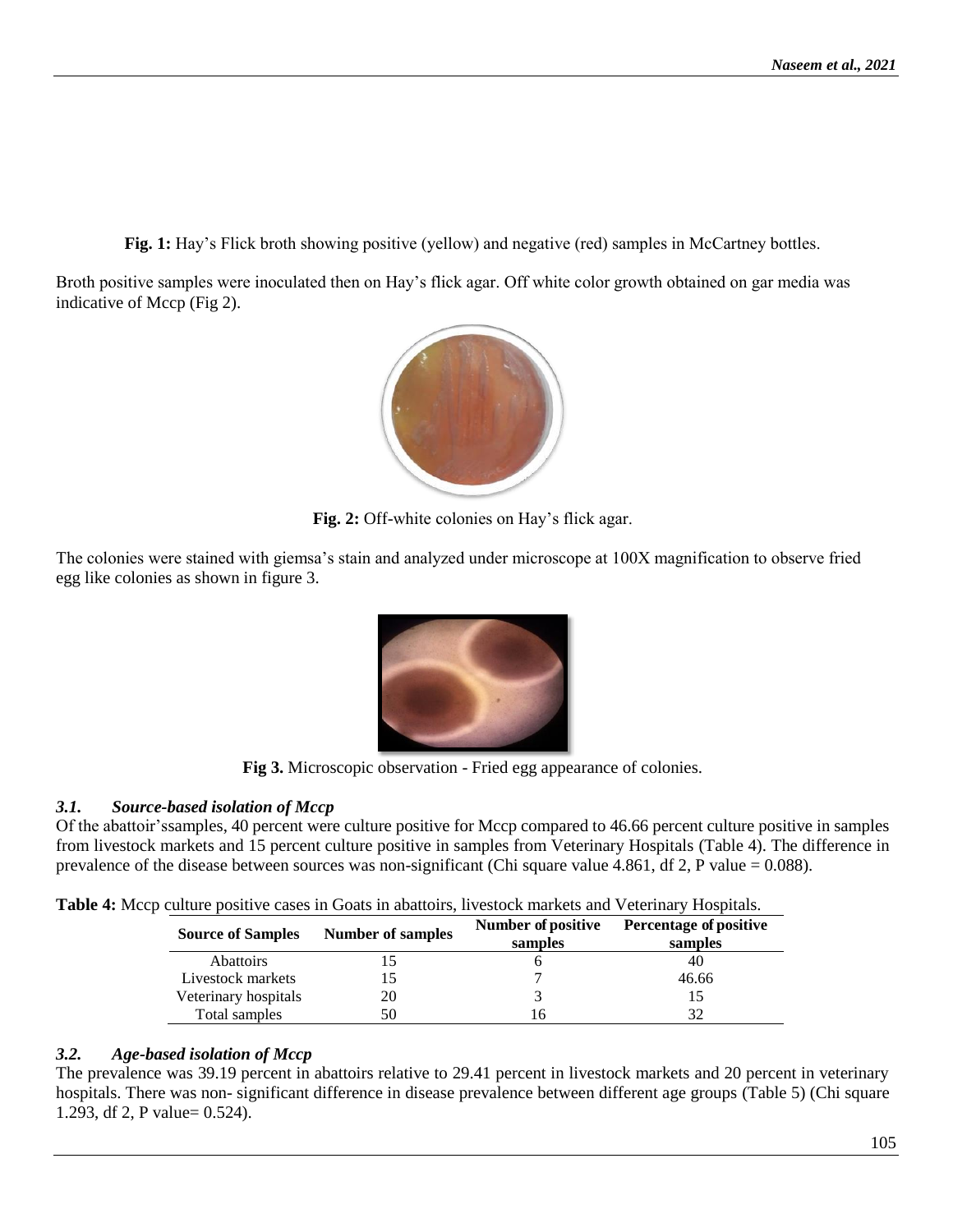**Fig. 1:** Hay's Flick broth showing positive (yellow) and negative (red) samples in McCartney bottles.

Broth positive samples were inoculated then on Hay's flick agar. Off white color growth obtained on gar media was indicative of Mccp (Fig 2).

**Fig. 2:** Off-white colonies on Hay's flick agar.

The colonies were stained with giemsa's stain and analyzed under microscope at 100X magnification to observe fried egg like colonies as shown in figure 3.

**Fig 3.** Microscopic observation - Fried egg appearance of colonies.

### *3.1. Source-based isolation of Mccp*

Of the abattoir'ssamples, 40 percent were culture positive for Mccp compared to 46.66 percent culture positive in samples from livestock markets and 15 percent culture positive in samples from Veterinary Hospitals (Table 4). The difference in prevalence of the disease between sources was non-significant (Chi square value 4.861, df 2, P value = 0.088).

**Table 4:** Mccp culture positive cases in Goats in abattoirs, livestock markets and Veterinary Hospitals.

| Source of Samples | Number of samples | Number of positive samples | Percentage of positive samples |
|---|---|---|---|
| Abattoirs | 15 | 6 | 40 |
| Livestock markets | 15 | 7 | 46.66 |
| Veterinary hospitals | 20 | 3 | 15 |
| Total samples | 50 | 16 | 32 |

### *3.2. Age-based isolation of Mccp*

The prevalence was 39.19 percent in abattoirs relative to 29.41 percent in livestock markets and 20 percent in veterinary hospitals. There was non- significant difference in disease prevalence between different age groups (Table 5) (Chi square 1.293, df 2, P value= 0.524).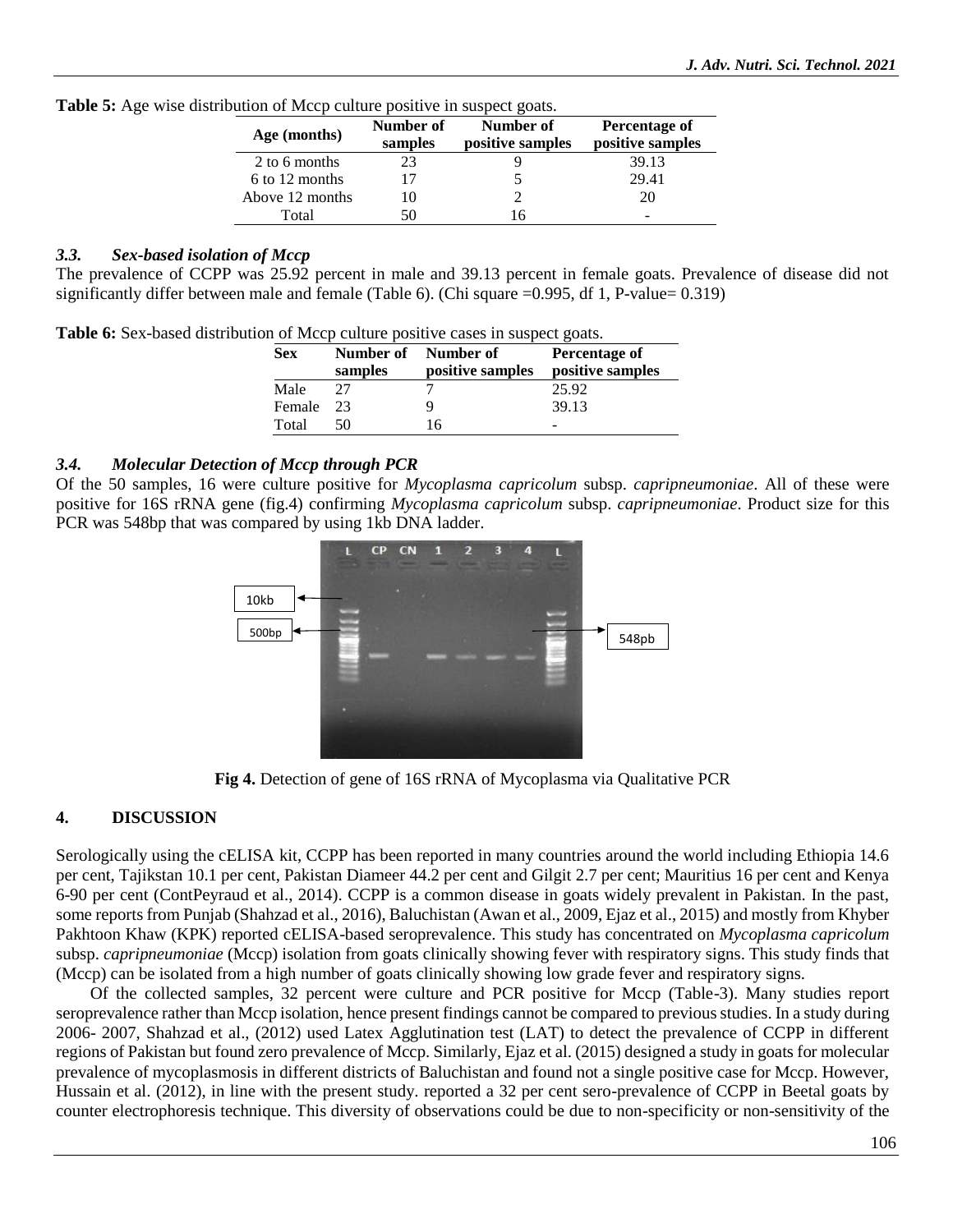**Table 5:** Age wise distribution of Mccp culture positive in suspect goats.

| Age (months) | Number of samples | Number of positive samples | Percentage of positive samples |
|---|---|---|---|
| 2 to 6 months | 23 | 9 | 39.13 |
| 6 to 12 months | 17 | 5 | 29.41 |
| Above 12 months | 10 | 2 | 20 |
| Total | 50 | 16 | - |

### *3.3. Sex-based isolation of Mccp*

The prevalence of CCPP was 25.92 percent in male and 39.13 percent in female goats. Prevalence of disease did not significantly differ between male and female (Table 6). (Chi square =0.995, df 1, P-value= 0.319)

**Table 6:** Sex-based distribution of Mccp culture positive cases in suspect goats.

| Sex | Number of samples | Number of positive samples | Percentage of positive samples |
|---|---|---|---|
| Male | 27 | 7 | 25.92 |
| Female | 23 | 9 | 39.13 |
| Total | 50 | 16 | - |

### *3.4. Molecular Detection of Mccp through PCR*

Of the 50 samples, 16 were culture positive for *Mycoplasma capricolum* subsp. *capripneumoniae*. All of these were positive for 16S rRNA gene (fig.4) confirming *Mycoplasma capricolum* subsp. *capripneumoniae*. Product size for this PCR was 548bp that was compared by using 1kb DNA ladder.

**Fig 4.** Detection of gene of 16S rRNA of Mycoplasma via Qualitative PCR

## 4. DISCUSSION

Serologically using the cELISA kit, CCPP has been reported in many countries around the world including Ethiopia 14.6 per cent, Tajikstan 10.1 per cent, Pakistan Diameer 44.2 per cent and Gilgit 2.7 per cent; Mauritius 16 per cent and Kenya 6-90 per cent (ContPeyraud et al., 2014). CCPP is a common disease in goats widely prevalent in Pakistan. In the past, some reports from Punjab (Shahzad et al., 2016), Baluchistan (Awan et al., 2009, Ejaz et al., 2015) and mostly from Khyber Pakhtoon Khaw (KPK) reported cELISA-based seroprevalence. This study has concentrated on *Mycoplasma capricolum* subsp. *capripneumoniae* (Mccp) isolation from goats clinically showing fever with respiratory signs. This study finds that (Mccp) can be isolated from a high number of goats clinically showing low grade fever and respiratory signs.

Of the collected samples, 32 percent were culture and PCR positive for Mccp (Table-3). Many studies report seroprevalence rather than Mccp isolation, hence present findings cannot be compared to previous studies. In a study during 2006- 2007, Shahzad et al., (2012) used Latex Agglutination test (LAT) to detect the prevalence of CCPP in different regions of Pakistan but found zero prevalence of Mccp. Similarly, Ejaz et al. (2015) designed a study in goats for molecular prevalence of mycoplasmosis in different districts of Baluchistan and found not a single positive case for Mccp. However, Hussain et al. (2012), in line with the present study. reported a 32 per cent sero-prevalence of CCPP in Beetal goats by counter electrophoresis technique. This diversity of observations could be due to non-specificity or non-sensitivity of the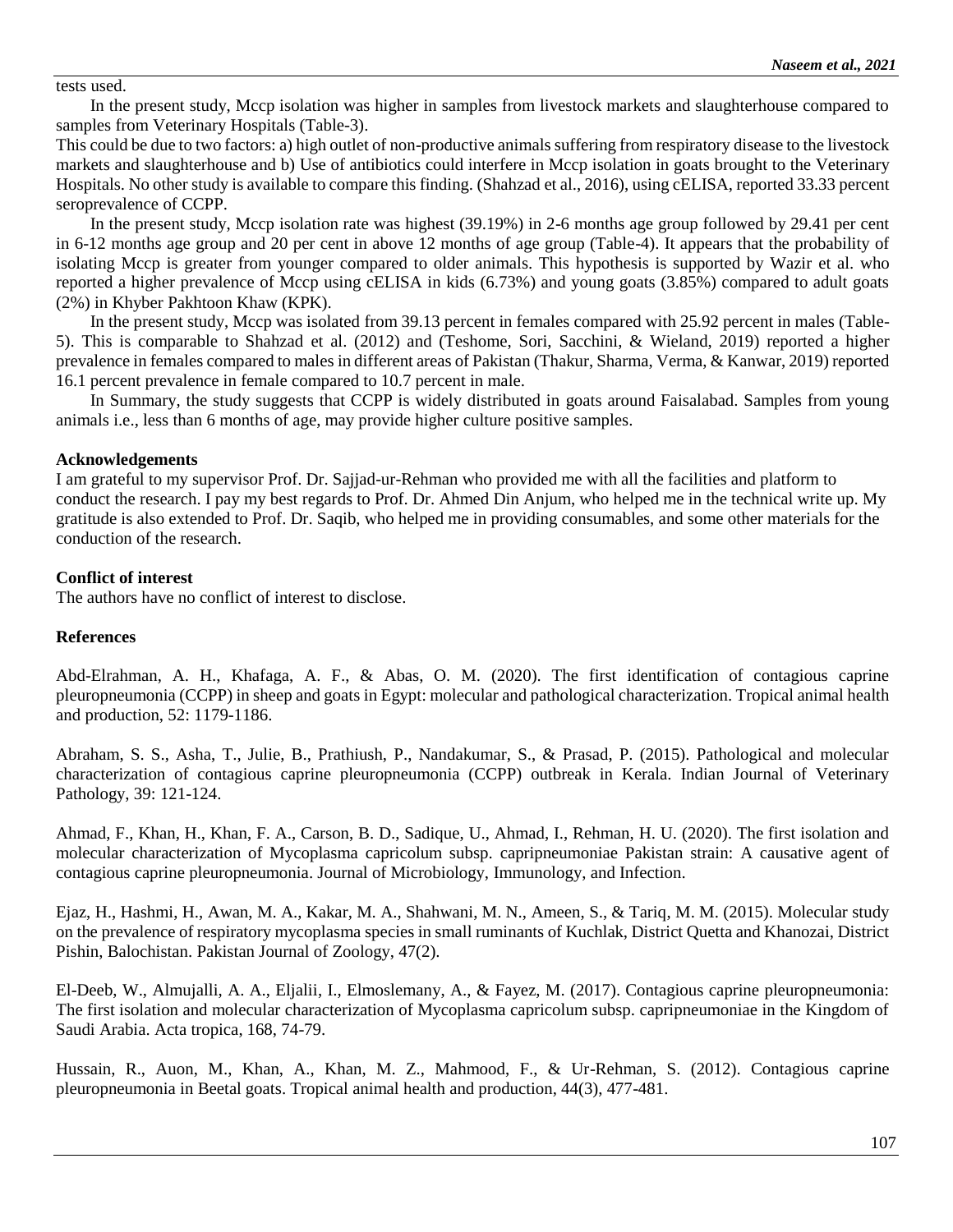tests used.

In the present study, Mccp isolation was higher in samples from livestock markets and slaughterhouse compared to samples from Veterinary Hospitals (Table-3).

This could be due to two factors: a) high outlet of non-productive animals suffering from respiratory disease to the livestock markets and slaughterhouse and b) Use of antibiotics could interfere in Mccp isolation in goats brought to the Veterinary Hospitals. No other study is available to compare this finding. (Shahzad et al., 2016), using cELISA, reported 33.33 percent seroprevalence of CCPP.

In the present study, Mccp isolation rate was highest (39.19%) in 2-6 months age group followed by 29.41 per cent in 6-12 months age group and 20 per cent in above 12 months of age group (Table-4). It appears that the probability of isolating Mccp is greater from younger compared to older animals. This hypothesis is supported by Wazir et al. who reported a higher prevalence of Mccp using cELISA in kids (6.73%) and young goats (3.85%) compared to adult goats (2%) in Khyber Pakhtoon Khaw (KPK).

In the present study, Mccp was isolated from 39.13 percent in females compared with 25.92 percent in males (Table-5). This is comparable to Shahzad et al. (2012) and (Teshome, Sori, Sacchini, & Wieland, 2019) reported a higher prevalence in females compared to males in different areas of Pakistan (Thakur, Sharma, Verma, & Kanwar, 2019) reported 16.1 percent prevalence in female compared to 10.7 percent in male.

In Summary, the study suggests that CCPP is widely distributed in goats around Faisalabad. Samples from young animals i.e., less than 6 months of age, may provide higher culture positive samples.

**Acknowledgements**

I am grateful to my supervisor Prof. Dr. Sajjad-ur-Rehman who provided me with all the facilities and platform to conduct the research. I pay my best regards to Prof. Dr. Ahmed Din Anjum, who helped me in the technical write up. My gratitude is also extended to Prof. Dr. Saqib, who helped me in providing consumables, and some other materials for the conduction of the research.

**Conflict of interest**

The authors have no conflict of interest to disclose.

**References**

Abd-Elrahman, A. H., Khafaga, A. F., & Abas, O. M. (2020). The first identification of contagious caprine pleuropneumonia (CCPP) in sheep and goats in Egypt: molecular and pathological characterization. Tropical animal health and production, 52: 1179-1186.

Abraham, S. S., Asha, T., Julie, B., Prathiush, P., Nandakumar, S., & Prasad, P. (2015). Pathological and molecular characterization of contagious caprine pleuropneumonia (CCPP) outbreak in Kerala. Indian Journal of Veterinary Pathology, 39: 121-124.

Ahmad, F., Khan, H., Khan, F. A., Carson, B. D., Sadique, U., Ahmad, I., Rehman, H. U. (2020). The first isolation and molecular characterization of Mycoplasma capricolum subsp. capripneumoniae Pakistan strain: A causative agent of contagious caprine pleuropneumonia. Journal of Microbiology, Immunology, and Infection.

Ejaz, H., Hashmi, H., Awan, M. A., Kakar, M. A., Shahwani, M. N., Ameen, S., & Tariq, M. M. (2015). Molecular study on the prevalence of respiratory mycoplasma species in small ruminants of Kuchlak, District Quetta and Khanozai, District Pishin, Balochistan. Pakistan Journal of Zoology, 47(2).

El-Deeb, W., Almujalli, A. A., Eljalii, I., Elmoslemany, A., & Fayez, M. (2017). Contagious caprine pleuropneumonia: The first isolation and molecular characterization of Mycoplasma capricolum subsp. capripneumoniae in the Kingdom of Saudi Arabia. Acta tropica, 168, 74-79.

Hussain, R., Auon, M., Khan, A., Khan, M. Z., Mahmood, F., & Ur-Rehman, S. (2012). Contagious caprine pleuropneumonia in Beetal goats. Tropical animal health and production, 44(3), 477-481.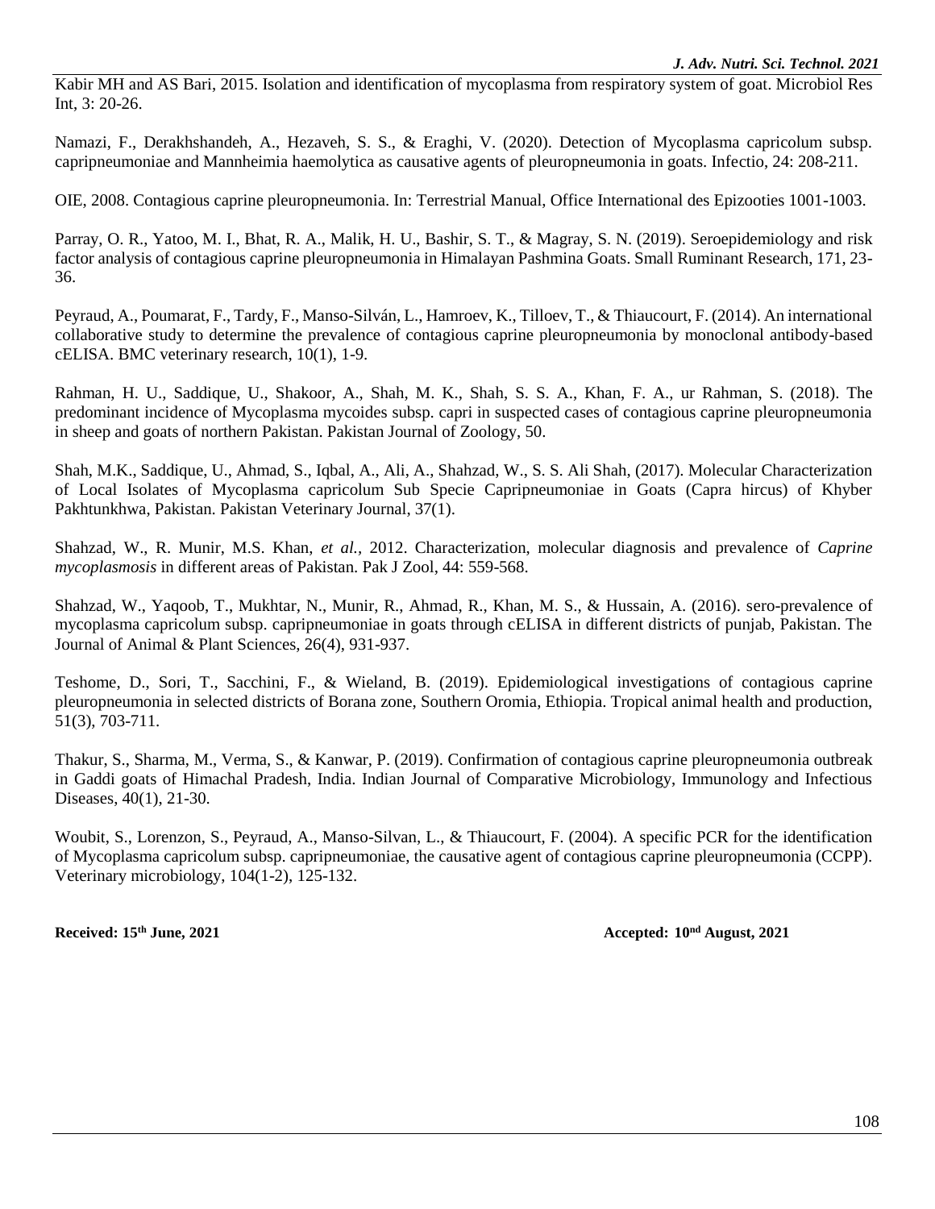Kabir MH and AS Bari, 2015. Isolation and identification of mycoplasma from respiratory system of goat. Microbiol Res Int, 3: 20-26.

Namazi, F., Derakhshandeh, A., Hezaveh, S. S., & Eraghi, V. (2020). Detection of Mycoplasma capricolum subsp. capripneumoniae and Mannheimia haemolytica as causative agents of pleuropneumonia in goats. Infectio, 24: 208-211.

OIE, 2008. Contagious caprine pleuropneumonia. In: Terrestrial Manual, Office International des Epizooties 1001-1003.

Parray, O. R., Yatoo, M. I., Bhat, R. A., Malik, H. U., Bashir, S. T., & Magray, S. N. (2019). Seroepidemiology and risk factor analysis of contagious caprine pleuropneumonia in Himalayan Pashmina Goats. Small Ruminant Research, 171, 23-36.

Peyraud, A., Poumarat, F., Tardy, F., Manso-Silván, L., Hamroev, K., Tilloev, T., & Thiaucourt, F. (2014). An international collaborative study to determine the prevalence of contagious caprine pleuropneumonia by monoclonal antibody-based cELISA. BMC veterinary research, 10(1), 1-9.

Rahman, H. U., Saddique, U., Shakoor, A., Shah, M. K., Shah, S. S. A., Khan, F. A., ur Rahman, S. (2018). The predominant incidence of Mycoplasma mycoides subsp. capri in suspected cases of contagious caprine pleuropneumonia in sheep and goats of northern Pakistan. Pakistan Journal of Zoology, 50.

Shah, M.K., Saddique, U., Ahmad, S., Iqbal, A., Ali, A., Shahzad, W., S. S. Ali Shah, (2017). Molecular Characterization of Local Isolates of Mycoplasma capricolum Sub Specie Capripneumoniae in Goats (Capra hircus) of Khyber Pakhtunkhwa, Pakistan. Pakistan Veterinary Journal, 37(1).

Shahzad, W., R. Munir, M.S. Khan, *et al.*, 2012. Characterization, molecular diagnosis and prevalence of *Caprine mycoplasmosis* in different areas of Pakistan. Pak J Zool, 44: 559-568.

Shahzad, W., Yaqoob, T., Mukhtar, N., Munir, R., Ahmad, R., Khan, M. S., & Hussain, A. (2016). sero-prevalence of mycoplasma capricolum subsp. capripneumoniae in goats through cELISA in different districts of punjab, Pakistan. The Journal of Animal & Plant Sciences, 26(4), 931-937.

Teshome, D., Sori, T., Sacchini, F., & Wieland, B. (2019). Epidemiological investigations of contagious caprine pleuropneumonia in selected districts of Borana zone, Southern Oromia, Ethiopia. Tropical animal health and production, 51(3), 703-711.

Thakur, S., Sharma, M., Verma, S., & Kanwar, P. (2019). Confirmation of contagious caprine pleuropneumonia outbreak in Gaddi goats of Himachal Pradesh, India. Indian Journal of Comparative Microbiology, Immunology and Infectious Diseases, 40(1), 21-30.

Woubit, S., Lorenzon, S., Peyraud, A., Manso-Silvan, L., & Thiaucourt, F. (2004). A specific PCR for the identification of Mycoplasma capricolum subsp. capripneumoniae, the causative agent of contagious caprine pleuropneumonia (CCPP). Veterinary microbiology, 104(1-2), 125-132.

**Received: 15th June, 2021** **Accepted: 10nd August, 2021**